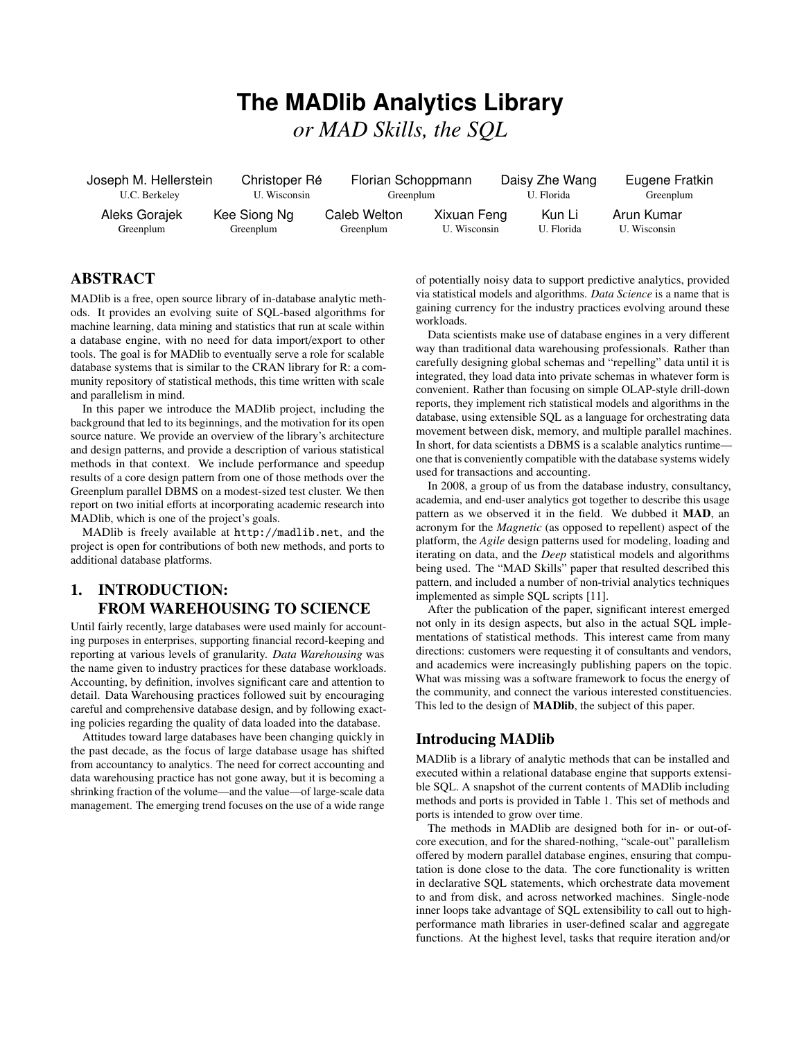# The MADlib Analytics Library

*or MAD Skills, the SQL*

Joseph M. Hellerstein (U.C. Berkeley), Christoper Ré (U. Wisconsin), Florian Schoppmann (Greenplum), Daisy Zhe Wang (U. Florida), Eugene Fratkin (Greenplum), Aleks Gorajek (Greenplum), Kee Siong Ng (Greenplum), Caleb Welton (Greenplum), Xixuan Feng (U. Wisconsin), Kun Li (U. Florida), Arun Kumar (U. Wisconsin)

## ABSTRACT

MADlib is a free, open source library of in-database analytic methods. It provides an evolving suite of SQL-based algorithms for machine learning, data mining and statistics that run at scale within a database engine, with no need for data import/export to other tools. The goal is for MADlib to eventually serve a role for scalable database systems that is similar to the CRAN library for R: a community repository of statistical methods, this time written with scale and parallelism in mind.

In this paper we introduce the MADlib project, including the background that led to its beginnings, and the motivation for its open source nature. We provide an overview of the library's architecture and design patterns, and provide a description of various statistical methods in that context. We include performance and speedup results of a core design pattern from one of those methods over the Greenplum parallel DBMS on a modest-sized test cluster. We then report on two initial efforts at incorporating academic research into MADlib, which is one of the project's goals.

MADlib is freely available at http://madlib.net, and the project is open for contributions of both new methods, and ports to additional database platforms.

## 1. INTRODUCTION: FROM WAREHOUSING TO SCIENCE

Until fairly recently, large databases were used mainly for accounting purposes in enterprises, supporting financial record-keeping and reporting at various levels of granularity. *Data Warehousing* was the name given to industry practices for these database workloads. Accounting, by definition, involves significant care and attention to detail. Data Warehousing practices followed suit by encouraging careful and comprehensive database design, and by following exacting policies regarding the quality of data loaded into the database.

Attitudes toward large databases have been changing quickly in the past decade, as the focus of large database usage has shifted from accountancy to analytics. The need for correct accounting and data warehousing practice has not gone away, but it is becoming a shrinking fraction of the volume—and the value—of large-scale data management. The emerging trend focuses on the use of a wide range of potentially noisy data to support predictive analytics, provided via statistical models and algorithms. *Data Science* is a name that is gaining currency for the industry practices evolving around these workloads.

Data scientists make use of database engines in a very different way than traditional data warehousing professionals. Rather than carefully designing global schemas and "repelling" data until it is integrated, they load data into private schemas in whatever form is convenient. Rather than focusing on simple OLAP-style drill-down reports, they implement rich statistical models and algorithms in the database, using extensible SQL as a language for orchestrating data movement between disk, memory, and multiple parallel machines. In short, for data scientists a DBMS is a scalable analytics runtime—one that is conveniently compatible with the database systems widely used for transactions and accounting.

In 2008, a group of us from the database industry, consultancy, academia, and end-user analytics got together to describe this usage pattern as we observed it in the field. We dubbed it **MAD**, an acronym for the *Magnetic* (as opposed to repellent) aspect of the platform, the *Agile* design patterns used for modeling, loading and iterating on data, and the *Deep* statistical models and algorithms being used. The "MAD Skills" paper that resulted described this pattern, and included a number of non-trivial analytics techniques implemented as simple SQL scripts [11].

After the publication of the paper, significant interest emerged not only in its design aspects, but also in the actual SQL implementations of statistical methods. This interest came from many directions: customers were requesting it of consultants and vendors, and academics were increasingly publishing papers on the topic. What was missing was a software framework to focus the energy of the community, and connect the various interested constituencies. This led to the design of **MADlib**, the subject of this paper.

### Introducing MADlib

MADlib is a library of analytic methods that can be installed and executed within a relational database engine that supports extensible SQL. A snapshot of the current contents of MADlib including methods and ports is provided in Table 1. This set of methods and ports is intended to grow over time.

The methods in MADlib are designed both for in- or out-of-core execution, and for the shared-nothing, "scale-out" parallelism offered by modern parallel database engines, ensuring that computation is done close to the data. The core functionality is written in declarative SQL statements, which orchestrate data movement to and from disk, and across networked machines. Single-node inner loops take advantage of SQL extensibility to call out to high-performance math libraries in user-defined scalar and aggregate functions. At the highest level, tasks that require iteration and/or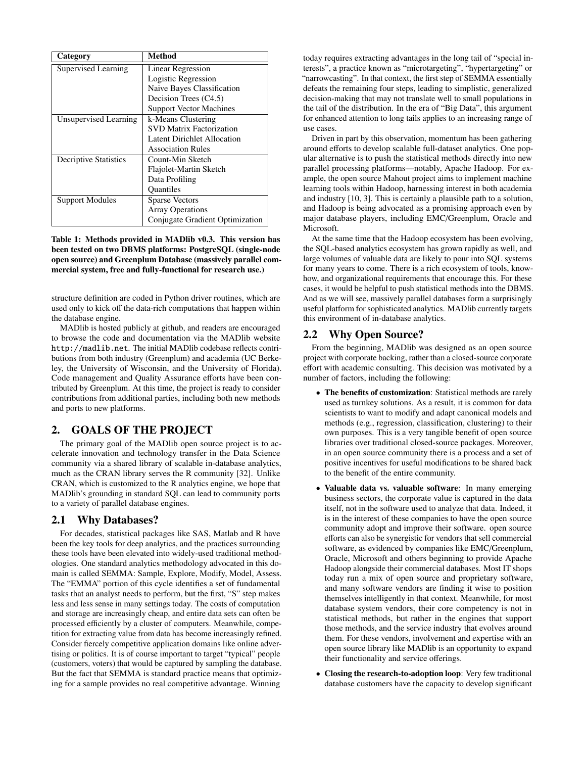| Category | Method |
|---|---|
| Supervised Learning | Linear Regression |
| | Logistic Regression |
| | Naive Bayes Classification |
| | Decision Trees (C4.5) |
| | Support Vector Machines |
| Unsupervised Learning | k-Means Clustering |
| | SVD Matrix Factorization |
| | Latent Dirichlet Allocation |
| | Association Rules |
| Decriptive Statistics | Count-Min Sketch |
| | Flajolet-Martin Sketch |
| | Data Profiling |
| | Quantiles |
| Support Modules | Sparse Vectors |
| | Array Operations |
| | Conjugate Gradient Optimization |

**Table 1: Methods provided in MADlib v0.3. This version has been tested on two DBMS platforms: PostgreSQL (single-node open source) and Greenplum Database (massively parallel commercial system, free and fully-functional for research use.)**

structure definition are coded in Python driver routines, which are used only to kick off the data-rich computations that happen within the database engine.

MADlib is hosted publicly at github, and readers are encouraged to browse the code and documentation via the MADlib website `http://madlib.net`. The initial MADlib codebase reflects contributions from both industry (Greenplum) and academia (UC Berkeley, the University of Wisconsin, and the University of Florida). Code management and Quality Assurance efforts have been contributed by Greenplum. At this time, the project is ready to consider contributions from additional parties, including both new methods and ports to new platforms.

## 2. GOALS OF THE PROJECT

The primary goal of the MADlib open source project is to accelerate innovation and technology transfer in the Data Science community via a shared library of scalable in-database analytics, much as the CRAN library serves the R community [32]. Unlike CRAN, which is customized to the R analytics engine, we hope that MADlib's grounding in standard SQL can lead to community ports to a variety of parallel database engines.

### 2.1 Why Databases?

For decades, statistical packages like SAS, Matlab and R have been the key tools for deep analytics, and the practices surrounding these tools have been elevated into widely-used traditional methodologies. One standard analytics methodology advocated in this domain is called SEMMA: Sample, Explore, Modify, Model, Assess. The "EMMA" portion of this cycle identifies a set of fundamental tasks that an analyst needs to perform, but the first, "S" step makes less and less sense in many settings today. The costs of computation and storage are increasingly cheap, and entire data sets can often be processed efficiently by a cluster of computers. Meanwhile, competition for extracting value from data has become increasingly refined. Consider fiercely competitive application domains like online advertising or politics. It is of course important to target "typical" people (customers, voters) that would be captured by sampling the database. But the fact that SEMMA is standard practice means that optimizing for a sample provides no real competitive advantage. Winning today requires extracting advantages in the long tail of "special interests", a practice known as "microtargeting", "hypertargeting" or "narrowcasting". In that context, the first step of SEMMA essentially defeats the remaining four steps, leading to simplistic, generalized decision-making that may not translate well to small populations in the tail of the distribution. In the era of "Big Data", this argument for enhanced attention to long tails applies to an increasing range of use cases.

Driven in part by this observation, momentum has been gathering around efforts to develop scalable full-dataset analytics. One popular alternative is to push the statistical methods directly into new parallel processing platforms—notably, Apache Hadoop. For example, the open source Mahout project aims to implement machine learning tools within Hadoop, harnessing interest in both academia and industry [10, 3]. This is certainly a plausible path to a solution, and Hadoop is being advocated as a promising approach even by major database players, including EMC/Greenplum, Oracle and Microsoft.

At the same time that the Hadoop ecosystem has been evolving, the SQL-based analytics ecosystem has grown rapidly as well, and large volumes of valuable data are likely to pour into SQL systems for many years to come. There is a rich ecosystem of tools, know-how, and organizational requirements that encourage this. For these cases, it would be helpful to push statistical methods into the DBMS. And as we will see, massively parallel databases form a surprisingly useful platform for sophisticated analytics. MADlib currently targets this environment of in-database analytics.

### 2.2 Why Open Source?

From the beginning, MADlib was designed as an open source project with corporate backing, rather than a closed-source corporate effort with academic consulting. This decision was motivated by a number of factors, including the following:

- **The benefits of customization**: Statistical methods are rarely used as turnkey solutions. As a result, it is common for data scientists to want to modify and adapt canonical models and methods (e.g., regression, classification, clustering) to their own purposes. This is a very tangible benefit of open source libraries over traditional closed-source packages. Moreover, in an open source community there is a process and a set of positive incentives for useful modifications to be shared back to the benefit of the entire community.
- **Valuable data vs. valuable software**: In many emerging business sectors, the corporate value is captured in the data itself, not in the software used to analyze that data. Indeed, it is in the interest of these companies to have the open source community adopt and improve their software. open source efforts can also be synergistic for vendors that sell commercial software, as evidenced by companies like EMC/Greenplum, Oracle, Microsoft and others beginning to provide Apache Hadoop alongside their commercial databases. Most IT shops today run a mix of open source and proprietary software, and many software vendors are finding it wise to position themselves intelligently in that context. Meanwhile, for most database system vendors, their core competency is not in statistical methods, but rather in the engines that support those methods, and the service industry that evolves around them. For these vendors, involvement and expertise with an open source library like MADlib is an opportunity to expand their functionality and service offerings.
- **Closing the research-to-adoption loop**: Very few traditional database customers have the capacity to develop significant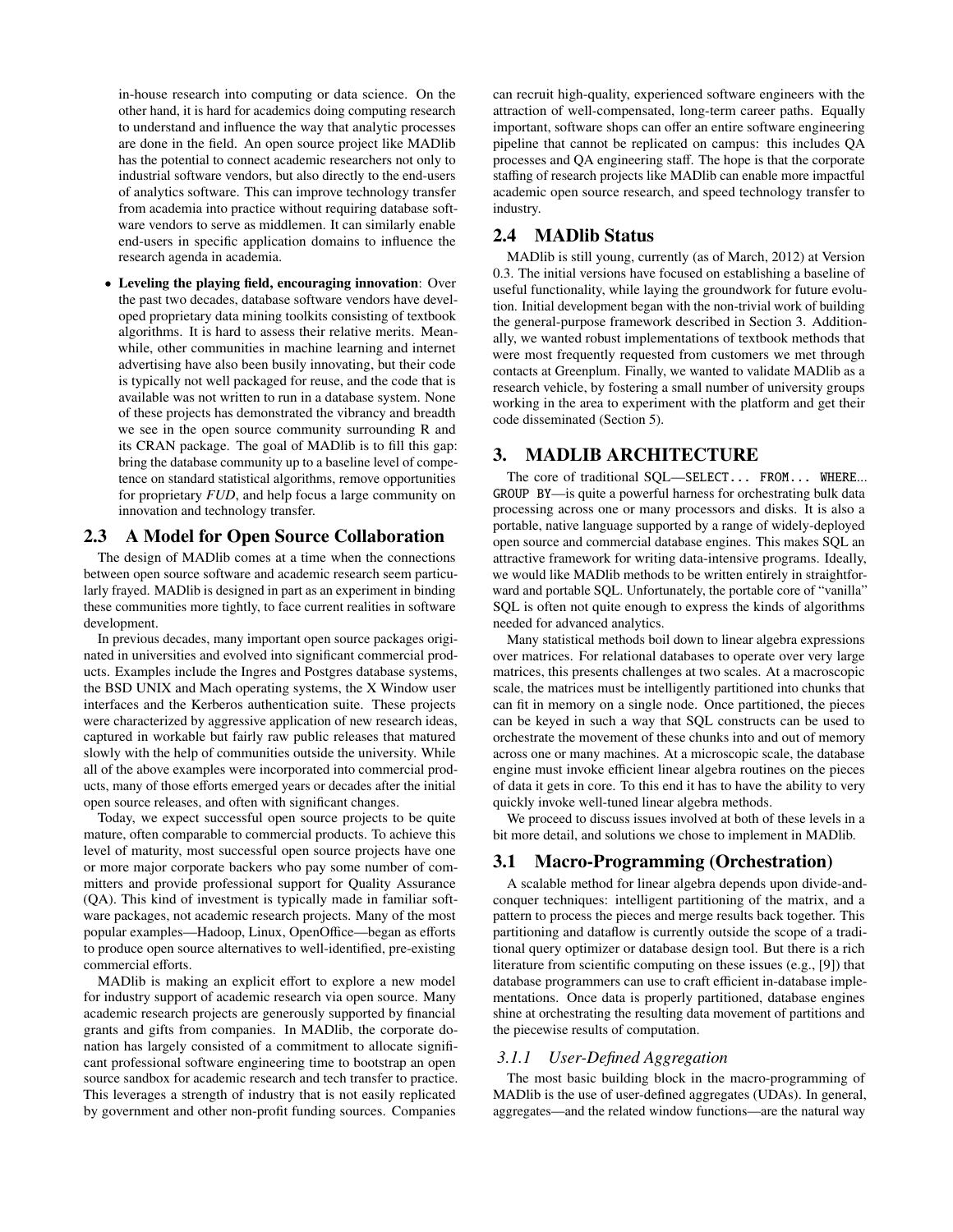in-house research into computing or data science. On the other hand, it is hard for academics doing computing research to understand and influence the way that analytic processes are done in the field. An open source project like MADlib has the potential to connect academic researchers not only to industrial software vendors, but also directly to the end-users of analytics software. This can improve technology transfer from academia into practice without requiring database software vendors to serve as middlemen. It can similarly enable end-users in specific application domains to influence the research agenda in academia.

- **Leveling the playing field, encouraging innovation**: Over the past two decades, database software vendors have developed proprietary data mining toolkits consisting of textbook algorithms. It is hard to assess their relative merits. Meanwhile, other communities in machine learning and internet advertising have also been busily innovating, but their code is typically not well packaged for reuse, and the code that is available was not written to run in a database system. None of these projects has demonstrated the vibrancy and breadth we see in the open source community surrounding R and its CRAN package. The goal of MADlib is to fill this gap: bring the database community up to a baseline level of competence on standard statistical algorithms, remove opportunities for proprietary *FUD*, and help focus a large community on innovation and technology transfer.

## 2.3 A Model for Open Source Collaboration

The design of MADlib comes at a time when the connections between open source software and academic research seem particularly frayed. MADlib is designed in part as an experiment in binding these communities more tightly, to face current realities in software development.

In previous decades, many important open source packages originated in universities and evolved into significant commercial products. Examples include the Ingres and Postgres database systems, the BSD UNIX and Mach operating systems, the X Window user interfaces and the Kerberos authentication suite. These projects were characterized by aggressive application of new research ideas, captured in workable but fairly raw public releases that matured slowly with the help of communities outside the university. While all of the above examples were incorporated into commercial products, many of those efforts emerged years or decades after the initial open source releases, and often with significant changes.

Today, we expect successful open source projects to be quite mature, often comparable to commercial products. To achieve this level of maturity, most successful open source projects have one or more major corporate backers who pay some number of committers and provide professional support for Quality Assurance (QA). This kind of investment is typically made in familiar software packages, not academic research projects. Many of the most popular examples—Hadoop, Linux, OpenOffice—began as efforts to produce open source alternatives to well-identified, pre-existing commercial efforts.

MADlib is making an explicit effort to explore a new model for industry support of academic research via open source. Many academic research projects are generously supported by financial grants and gifts from companies. In MADlib, the corporate donation has largely consisted of a commitment to allocate significant professional software engineering time to bootstrap an open source sandbox for academic research and tech transfer to practice. This leverages a strength of industry that is not easily replicated by government and other non-profit funding sources. Companies can recruit high-quality, experienced software engineers with the attraction of well-compensated, long-term career paths. Equally important, software shops can offer an entire software engineering pipeline that cannot be replicated on campus: this includes QA processes and QA engineering staff. The hope is that the corporate staffing of research projects like MADlib can enable more impactful academic open source research, and speed technology transfer to industry.

## 2.4 MADlib Status

MADlib is still young, currently (as of March, 2012) at Version 0.3. The initial versions have focused on establishing a baseline of useful functionality, while laying the groundwork for future evolution. Initial development began with the non-trivial work of building the general-purpose framework described in Section 3. Additionally, we wanted robust implementations of textbook methods that were most frequently requested from customers we met through contacts at Greenplum. Finally, we wanted to validate MADlib as a research vehicle, by fostering a small number of university groups working in the area to experiment with the platform and get their code disseminated (Section 5).

# 3. MADLIB ARCHITECTURE

The core of traditional SQL—`SELECT... FROM... WHERE... GROUP BY`—is quite a powerful harness for orchestrating bulk data processing across one or many processors and disks. It is also a portable, native language supported by a range of widely-deployed open source and commercial database engines. This makes SQL an attractive framework for writing data-intensive programs. Ideally, we would like MADlib methods to be written entirely in straightforward and portable SQL. Unfortunately, the portable core of "vanilla" SQL is often not quite enough to express the kinds of algorithms needed for advanced analytics.

Many statistical methods boil down to linear algebra expressions over matrices. For relational databases to operate over very large matrices, this presents challenges at two scales. At a macroscopic scale, the matrices must be intelligently partitioned into chunks that can fit in memory on a single node. Once partitioned, the pieces can be keyed in such a way that SQL constructs can be used to orchestrate the movement of these chunks into and out of memory across one or many machines. At a microscopic scale, the database engine must invoke efficient linear algebra routines on the pieces of data it gets in core. To this end it has to have the ability to very quickly invoke well-tuned linear algebra methods.

We proceed to discuss issues involved at both of these levels in a bit more detail, and solutions we chose to implement in MADlib.

## 3.1 Macro-Programming (Orchestration)

A scalable method for linear algebra depends upon divide-and-conquer techniques: intelligent partitioning of the matrix, and a pattern to process the pieces and merge results back together. This partitioning and dataflow is currently outside the scope of a traditional query optimizer or database design tool. But there is a rich literature from scientific computing on these issues (e.g., [9]) that database programmers can use to craft efficient in-database implementations. Once data is properly partitioned, database engines shine at orchestrating the resulting data movement of partitions and the piecewise results of computation.

### 3.1.1 User-Defined Aggregation

The most basic building block in the macro-programming of MADlib is the use of user-defined aggregates (UDAs). In general, aggregates—and the related window functions—are the natural way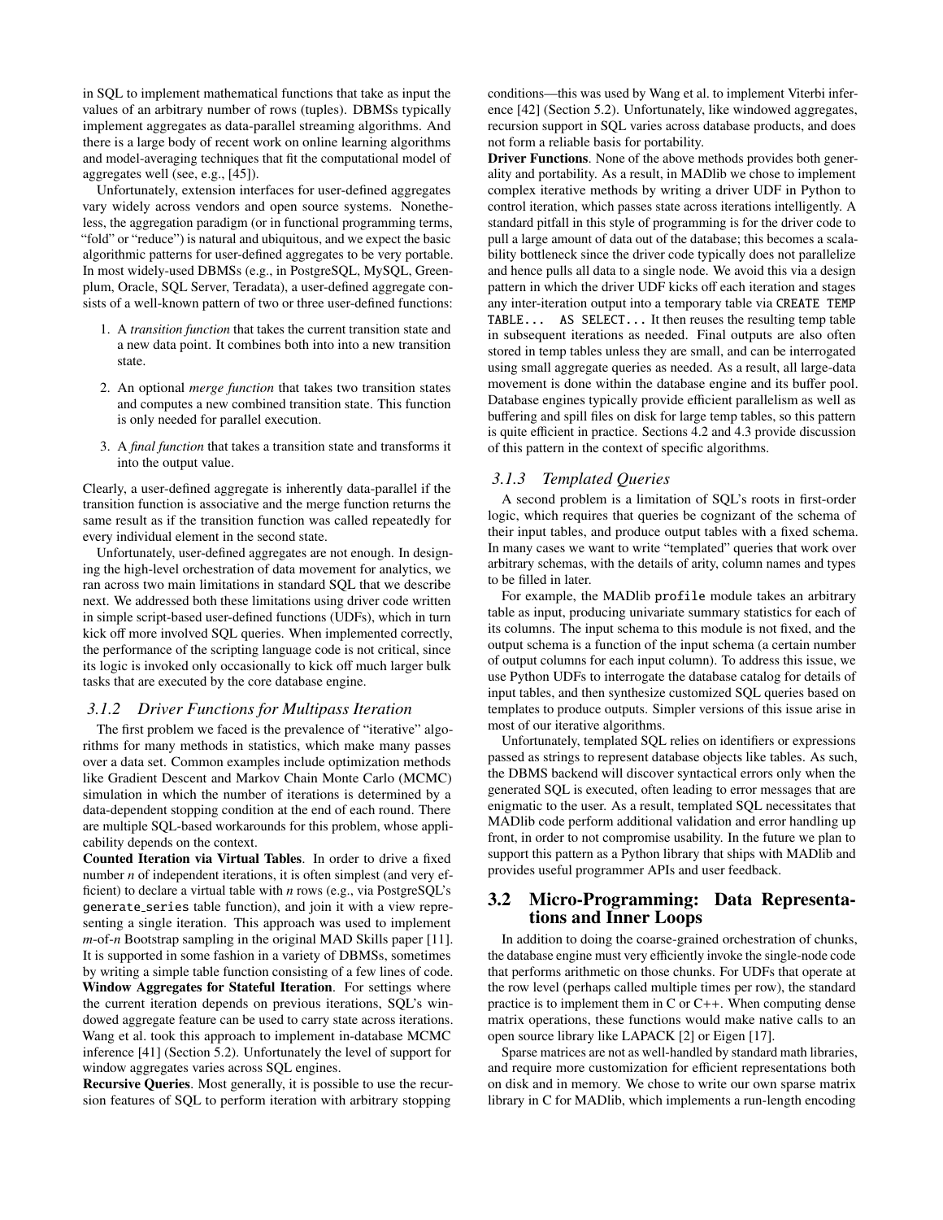in SQL to implement mathematical functions that take as input the values of an arbitrary number of rows (tuples). DBMSs typically implement aggregates as data-parallel streaming algorithms. And there is a large body of recent work on online learning algorithms and model-averaging techniques that fit the computational model of aggregates well (see, e.g., [45]).

Unfortunately, extension interfaces for user-defined aggregates vary widely across vendors and open source systems. Nonetheless, the aggregation paradigm (or in functional programming terms, "fold" or "reduce") is natural and ubiquitous, and we expect the basic algorithmic patterns for user-defined aggregates to be very portable. In most widely-used DBMSs (e.g., in PostgreSQL, MySQL, Greenplum, Oracle, SQL Server, Teradata), a user-defined aggregate consists of a well-known pattern of two or three user-defined functions:

1. A *transition function* that takes the current transition state and a new data point. It combines both into into a new transition state.
2. An optional *merge function* that takes two transition states and computes a new combined transition state. This function is only needed for parallel execution.
3. A *final function* that takes a transition state and transforms it into the output value.

Clearly, a user-defined aggregate is inherently data-parallel if the transition function is associative and the merge function returns the same result as if the transition function was called repeatedly for every individual element in the second state.

Unfortunately, user-defined aggregates are not enough. In designing the high-level orchestration of data movement for analytics, we ran across two main limitations in standard SQL that we describe next. We addressed both these limitations using driver code written in simple script-based user-defined functions (UDFs), which in turn kick off more involved SQL queries. When implemented correctly, the performance of the scripting language code is not critical, since its logic is invoked only occasionally to kick off much larger bulk tasks that are executed by the core database engine.

### 3.1.2 Driver Functions for Multipass Iteration

The first problem we faced is the prevalence of "iterative" algorithms for many methods in statistics, which make many passes over a data set. Common examples include optimization methods like Gradient Descent and Markov Chain Monte Carlo (MCMC) simulation in which the number of iterations is determined by a data-dependent stopping condition at the end of each round. There are multiple SQL-based workarounds for this problem, whose applicability depends on the context.

**Counted Iteration via Virtual Tables**. In order to drive a fixed number $n$ of independent iterations, it is often simplest (and very efficient) to declare a virtual table with $n$ rows (e.g., via PostgreSQL's `generate_series` table function), and join it with a view representing a single iteration. This approach was used to implement $m$-of-$n$ Bootstrap sampling in the original MAD Skills paper [11]. It is supported in some fashion in a variety of DBMSs, sometimes by writing a simple table function consisting of a few lines of code.

**Window Aggregates for Stateful Iteration**. For settings where the current iteration depends on previous iterations, SQL's windowed aggregate feature can be used to carry state across iterations. Wang et al. took this approach to implement in-database MCMC inference [41] (Section 5.2). Unfortunately the level of support for window aggregates varies across SQL engines.

**Recursive Queries**. Most generally, it is possible to use the recursion features of SQL to perform iteration with arbitrary stopping conditions—this was used by Wang et al. to implement Viterbi inference [42] (Section 5.2). Unfortunately, like windowed aggregates, recursion support in SQL varies across database products, and does not form a reliable basis for portability.

**Driver Functions**. None of the above methods provides both generality and portability. As a result, in MADlib we chose to implement complex iterative methods by writing a driver UDF in Python to control iteration, which passes state across iterations intelligently. A standard pitfall in this style of programming is for the driver code to pull a large amount of data out of the database; this becomes a scalability bottleneck since the driver code typically does not parallelize and hence pulls all data to a single node. We avoid this via a design pattern in which the driver UDF kicks off each iteration and stages any inter-iteration output into a temporary table via `CREATE TEMP TABLE... AS SELECT...` It then reuses the resulting temp table in subsequent iterations as needed. Final outputs are also often stored in temp tables unless they are small, and can be interrogated using small aggregate queries as needed. As a result, all large-data movement is done within the database engine and its buffer pool. Database engines typically provide efficient parallelism as well as buffering and spill files on disk for large temp tables, so this pattern is quite efficient in practice. Sections 4.2 and 4.3 provide discussion of this pattern in the context of specific algorithms.

### 3.1.3 Templated Queries

A second problem is a limitation of SQL's roots in first-order logic, which requires that queries be cognizant of the schema of their input tables, and produce output tables with a fixed schema. In many cases we want to write "templated" queries that work over arbitrary schemas, with the details of arity, column names and types to be filled in later.

For example, the MADlib `profile` module takes an arbitrary table as input, producing univariate summary statistics for each of its columns. The input schema to this module is not fixed, and the output schema is a function of the input schema (a certain number of output columns for each input column). To address this issue, we use Python UDFs to interrogate the database catalog for details of input tables, and then synthesize customized SQL queries based on templates to produce outputs. Simpler versions of this issue arise in most of our iterative algorithms.

Unfortunately, templated SQL relies on identifiers or expressions passed as strings to represent database objects like tables. As such, the DBMS backend will discover syntactical errors only when the generated SQL is executed, often leading to error messages that are enigmatic to the user. As a result, templated SQL necessitates that MADlib code perform additional validation and error handling up front, in order to not compromise usability. In the future we plan to support this pattern as a Python library that ships with MADlib and provides useful programmer APIs and user feedback.

## 3.2 Micro-Programming: Data Representations and Inner Loops

In addition to doing the coarse-grained orchestration of chunks, the database engine must very efficiently invoke the single-node code that performs arithmetic on those chunks. For UDFs that operate at the row level (perhaps called multiple times per row), the standard practice is to implement them in C or C++. When computing dense matrix operations, these functions would make native calls to an open source library like LAPACK [2] or Eigen [17].

Sparse matrices are not as well-handled by standard math libraries, and require more customization for efficient representations both on disk and in memory. We chose to write our own sparse matrix library in C for MADlib, which implements a run-length encoding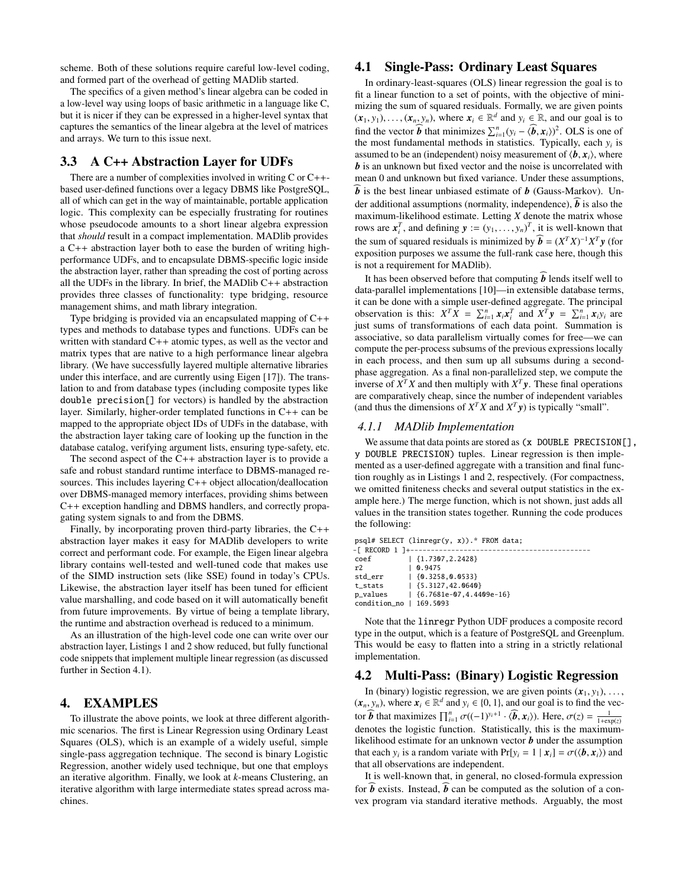scheme. Both of these solutions require careful low-level coding, and formed part of the overhead of getting MADlib started.

The specifics of a given method's linear algebra can be coded in a low-level way using loops of basic arithmetic in a language like C, but it is nicer if they can be expressed in a higher-level syntax that captures the semantics of the linear algebra at the level of matrices and arrays. We turn to this issue next.

## 3.3 A C++ Abstraction Layer for UDFs

There are a number of complexities involved in writing C or C++-based user-defined functions over a legacy DBMS like PostgreSQL, all of which can get in the way of maintainable, portable application logic. This complexity can be especially frustrating for routines whose pseudocode amounts to a short linear algebra expression that *should* result in a compact implementation. MADlib provides a C++ abstraction layer both to ease the burden of writing high-performance UDFs, and to encapsulate DBMS-specific logic inside the abstraction layer, rather than spreading the cost of porting across all the UDFs in the library. In brief, the MADlib C++ abstraction provides three classes of functionality: type bridging, resource management shims, and math library integration.

Type bridging is provided via an encapsulated mapping of C++ types and methods to database types and functions. UDFs can be written with standard C++ atomic types, as well as the vector and matrix types that are native to a high performance linear algebra library. (We have successfully layered multiple alternative libraries under this interface, and are currently using Eigen [17]). The translation to and from database types (including composite types like `double precision[]` for vectors) is handled by the abstraction layer. Similarly, higher-order templated functions in C++ can be mapped to the appropriate object IDs of UDFs in the database, with the abstraction layer taking care of looking up the function in the database catalog, verifying argument lists, ensuring type-safety, etc.

The second aspect of the C++ abstraction layer is to provide a safe and robust standard runtime interface to DBMS-managed resources. This includes layering C++ object allocation/deallocation over DBMS-managed memory interfaces, providing shims between C++ exception handling and DBMS handlers, and correctly propagating system signals to and from the DBMS.

Finally, by incorporating proven third-party libraries, the C++ abstraction layer makes it easy for MADlib developers to write correct and performant code. For example, the Eigen linear algebra library contains well-tested and well-tuned code that makes use of the SIMD instruction sets (like SSE) found in today's CPUs. Likewise, the abstraction layer itself has been tuned for efficient value marshalling, and code based on it will automatically benefit from future improvements. By virtue of being a template library, the runtime and abstraction overhead is reduced to a minimum.

As an illustration of the high-level code one can write over our abstraction layer, Listings 1 and 2 show reduced, but fully functional code snippets that implement multiple linear regression (as discussed further in Section 4.1).

# 4. EXAMPLES

To illustrate the above points, we look at three different algorithmic scenarios. The first is Linear Regression using Ordinary Least Squares (OLS), which is an example of a widely useful, simple single-pass aggregation technique. The second is binary Logistic Regression, another widely used technique, but one that employs an iterative algorithm. Finally, we look at $k$-means Clustering, an iterative algorithm with large intermediate states spread across machines.

## 4.1 Single-Pass: Ordinary Least Squares

In ordinary-least-squares (OLS) linear regression the goal is to fit a linear function to a set of points, with the objective of minimizing the sum of squared residuals. Formally, we are given points $(\boldsymbol{x}_1, y_1), \dots, (\boldsymbol{x}_n, y_n)$, where $\boldsymbol{x}_i \in \mathbb{R}^d$ and $y_i \in \mathbb{R}$, and our goal is to find the vector $\widehat{\boldsymbol{b}}$ that minimizes $\sum_{i=1}^n (y_i - \langle \widehat{\boldsymbol{b}}, \boldsymbol{x}_i \rangle)^2$. OLS is one of the most fundamental methods in statistics. Typically, each $y_i$ is assumed to be an (independent) noisy measurement of $\langle \boldsymbol{b}, \boldsymbol{x}_i \rangle$, where $\boldsymbol{b}$ is an unknown but fixed vector and the noise is uncorrelated with mean 0 and unknown but fixed variance. Under these assumptions, $\widehat{\boldsymbol{b}}$ is the best linear unbiased estimate of $\boldsymbol{b}$ (Gauss-Markov). Under additional assumptions (normality, independence), $\widehat{\boldsymbol{b}}$ is also the maximum-likelihood estimate. Letting $X$ denote the matrix whose rows are $\boldsymbol{x}_i^T$, and defining $\boldsymbol{y} := (y_1, \dots, y_n)^T$, it is well-known that the sum of squared residuals is minimized by $\widehat{\boldsymbol{b}} = (X^T X)^{-1} X^T \boldsymbol{y}$ (for exposition purposes we assume the full-rank case here, though this is not a requirement for MADlib).

It has been observed before that computing $\widehat{\boldsymbol{b}}$ lends itself well to data-parallel implementations [10]—in extensible database terms, it can be done with a simple user-defined aggregate. The principal observation is this: $X^T X = \sum_{i=1}^n \boldsymbol{x}_i \boldsymbol{x}_i^T$ and $X^T \boldsymbol{y} = \sum_{i=1}^n \boldsymbol{x}_i y_i$ are just sums of transformations of each data point. Summation is associative, so data parallelism virtually comes for free—we can compute the per-process subsums of the previous expressions locally in each process, and then sum up all subsums during a second-phase aggregation. As a final non-parallelized step, we compute the inverse of $X^T X$ and then multiply with $X^T \boldsymbol{y}$. These final operations are comparatively cheap, since the number of independent variables (and thus the dimensions of $X^T X$ and $X^T \boldsymbol{y}$) is typically "small".

### 4.1.1 MADlib Implementation

We assume that data points are stored as `(x DOUBLE PRECISION[], y DOUBLE PRECISION)` tuples. Linear regression is then implemented as a user-defined aggregate with a transition and final function roughly as in Listings 1 and 2, respectively. (For compactness, we omitted finiteness checks and several output statistics in the example here.) The merge function, which is not shown, just adds all values in the transition states together. Running the code produces the following:

```
psql# SELECT (linregr(y, x)).* FROM data;
-[ RECORD 1 ]+--------------------------------------------
coef         | {1.7307,2.2428}
r2           | 0.9475
std_err      | {0.3258,0.0533}
t_stats      | {5.3127,42.0640}
p_values     | {6.7681e-07,4.4409e-16}
condition_no | 169.5093
```

Note that the `linregr` Python UDF produces a composite record type in the output, which is a feature of PostgreSQL and Greenplum. This would be easy to flatten into a string in a strictly relational implementation.

## 4.2 Multi-Pass: (Binary) Logistic Regression

In (binary) logistic regression, we are given points $(\boldsymbol{x}_1, y_1), \dots, (\boldsymbol{x}_n, y_n)$, where $\boldsymbol{x}_i \in \mathbb{R}^d$ and $y_i \in \{0, 1\}$, and our goal is to find the vector $\widehat{\boldsymbol{b}}$ that maximizes $\prod_{i=1}^n \sigma((-1)^{y_i+1} \cdot \langle \widehat{\boldsymbol{b}}, \boldsymbol{x}_i \rangle)$. Here, $\sigma(z) = \frac{1}{1+\exp(z)}$ denotes the logistic function. Statistically, this is the maximum-likelihood estimate for an unknown vector $\boldsymbol{b}$ under the assumption that each $y_i$ is a random variate with $\Pr[y_i = 1 \mid \boldsymbol{x}_i] = \sigma(\langle \boldsymbol{b}, \boldsymbol{x}_i \rangle)$ and that all observations are independent.

It is well-known that, in general, no closed-formula expression for $\widehat{\boldsymbol{b}}$ exists. Instead, $\widehat{\boldsymbol{b}}$ can be computed as the solution of a convex program via standard iterative methods. Arguably, the most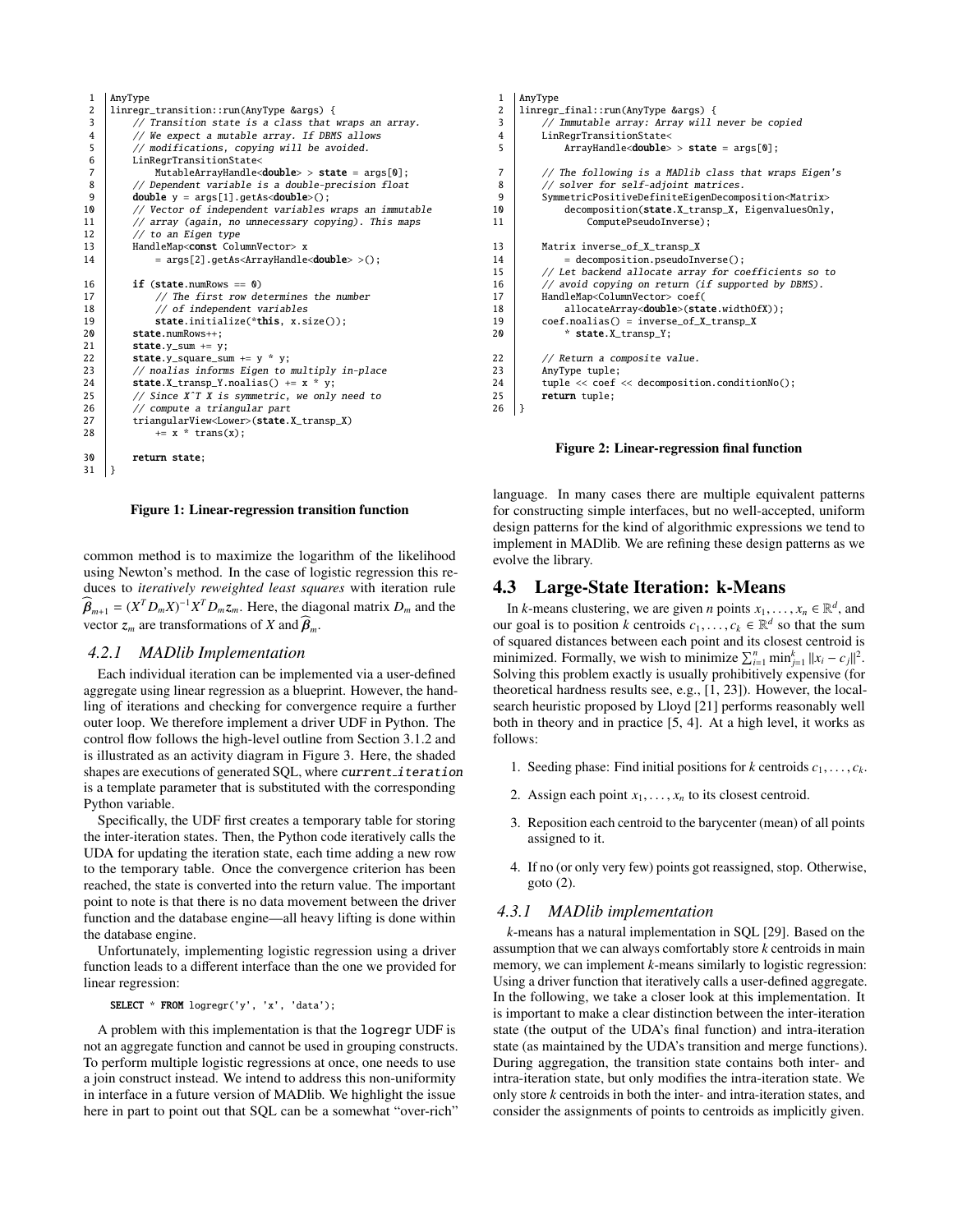```
AnyType
linregr_transition::run(AnyType &args) {
    // Transition state is a class that wraps an array.
    // We expect a mutable array. If DBMS allows
    // modifications, copying will be avoided.
    LinRegrTransitionState<
        MutableArrayHandle<double> > state = args[0];
    // Dependent variable is a double-precision float
    double y = args[1].getAs<double>();
    // Vector of independent variables wraps an immutable
    // array (again, no unnecessary copying). This maps
    // to an Eigen type
    HandleMap<const ColumnVector> x
        = args[2].getAs<ArrayHandle<double> >();

    if (state.numRows == 0)
        // The first row determines the number
        // of independent variables
        state.initialize(*this, x.size());
    state.numRows++;
    state.y_sum += y;
    state.y_square_sum += y * y;
    // noalias informs Eigen to multiply in-place
    state.X_transp_Y.noalias() += x * y;
    // Since X^T X is symmetric, we only need to
    // compute a triangular part
    triangularView<Lower>(state.X_transp_X)
        += x * trans(x);

    return state;
}
```

**Figure 1: Linear-regression transition function**

common method is to maximize the logarithm of the likelihood using Newton's method. In the case of logistic regression this reduces to *iteratively reweighted least squares* with iteration rule $\widehat{\boldsymbol{\beta}}_{m+1} = (X^T D_m X)^{-1} X^T D_m \boldsymbol{z}_m$. Here, the diagonal matrix $D_m$ and the vector $\boldsymbol{z}_m$ are transformations of $X$ and $\widehat{\boldsymbol{\beta}}_m$.

### 4.2.1 MADlib Implementation

Each individual iteration can be implemented via a user-defined aggregate using linear regression as a blueprint. However, the handling of iterations and checking for convergence require a further outer loop. We therefore implement a driver UDF in Python. The control flow follows the high-level outline from Section 3.1.2 and is illustrated as an activity diagram in Figure 3. Here, the shaded shapes are executions of generated SQL, where current_iteration is a template parameter that is substituted with the corresponding Python variable.

Specifically, the UDF first creates a temporary table for storing the inter-iteration states. Then, the Python code iteratively calls the UDA for updating the iteration state, each time adding a new row to the temporary table. Once the convergence criterion has been reached, the state is converted into the return value. The important point to note is that there is no data movement between the driver function and the database engine—all heavy lifting is done within the database engine.

Unfortunately, implementing logistic regression using a driver function leads to a different interface than the one we provided for linear regression:

```
SELECT * FROM logregr('y', 'x', 'data');
```

A problem with this implementation is that the logregr UDF is not an aggregate function and cannot be used in grouping constructs. To perform multiple logistic regressions at once, one needs to use a join construct instead. We intend to address this non-uniformity in interface in a future version of MADlib. We highlight the issue here in part to point out that SQL can be a somewhat "over-rich"

```
AnyType
linregr_final::run(AnyType &args) {
    // Immutable array: Array will never be copied
    LinRegrTransitionState<
        ArrayHandle<double> > state = args[0];

    // The following is a MADlib class that wraps Eigen's
    // solver for self-adjoint matrices.
    SymmetricPositiveDefiniteEigenDecomposition<Matrix>
        decomposition(state.X_transp_X, EigenvaluesOnly,
            ComputePseudoInverse);

    Matrix inverse_of_X_transp_X
        = decomposition.pseudoInverse();
    // Let backend allocate array for coefficients so to
    // avoid copying on return (if supported by DBMS).
    HandleMap<ColumnVector> coef(
        allocateArray<double>(state.widthOfX));
    coef.noalias() = inverse_of_X_transp_X
        * state.X_transp_Y;

    // Return a composite value.
    AnyType tuple;
    tuple << coef << decomposition.conditionNo();
    return tuple;
}
```

**Figure 2: Linear-regression final function**

language. In many cases there are multiple equivalent patterns for constructing simple interfaces, but no well-accepted, uniform design patterns for the kind of algorithmic expressions we tend to implement in MADlib. We are refining these design patterns as we evolve the library.

## 4.3 Large-State Iteration: k-Means

In *k*-means clustering, we are given *n* points $x_1, \dots, x_n \in \mathbb{R}^d$, and our goal is to position *k* centroids $c_1, \dots, c_k \in \mathbb{R}^d$ so that the sum of squared distances between each point and its closest centroid is minimized. Formally, we wish to minimize $\sum_{i=1}^n \min_{j=1}^k \|x_i - c_j\|^2$. Solving this problem exactly is usually prohibitively expensive (for theoretical hardness results see, e.g., [1, 23]). However, the local-search heuristic proposed by Lloyd [21] performs reasonably well both in theory and in practice [5, 4]. At a high level, it works as follows:

1. Seeding phase: Find initial positions for *k* centroids $c_1, \dots, c_k$.
2. Assign each point $x_1, \dots, x_n$ to its closest centroid.
3. Reposition each centroid to the barycenter (mean) of all points assigned to it.
4. If no (or only very few) points got reassigned, stop. Otherwise, goto (2).

### 4.3.1 MADlib implementation

*k*-means has a natural implementation in SQL [29]. Based on the assumption that we can always comfortably store *k* centroids in main memory, we can implement *k*-means similarly to logistic regression: Using a driver function that iteratively calls a user-defined aggregate. In the following, we take a closer look at this implementation. It is important to make a clear distinction between the inter-iteration state (the output of the UDA's final function) and intra-iteration state (as maintained by the UDA's transition and merge functions). During aggregation, the transition state contains both inter- and intra-iteration state, but only modifies the intra-iteration state. We only store *k* centroids in both the inter- and intra-iteration states, and consider the assignments of points to centroids as implicitly given.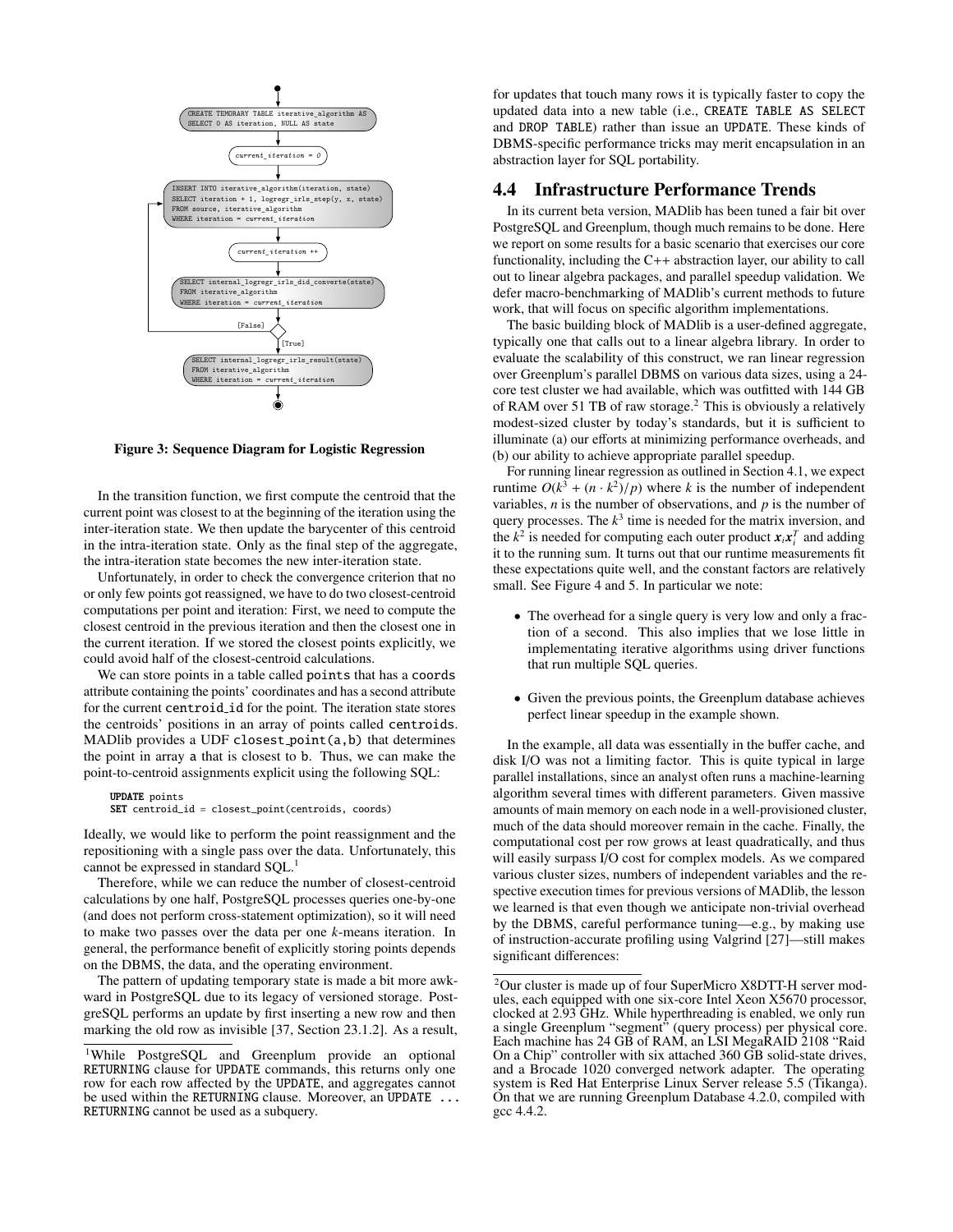```
CREATE TEMORARY TABLE iterative_algorithm AS
SELECT 0 AS iteration, NULL AS state

current_iteration = 0

INSERT INTO iterative_algorithm(iteration, state)
SELECT iteration + 1, logregr_irls_step(y, x, state)
FROM source, iterative_algorithm
WHERE iteration = current_iteration

current_iteration ++

SELECT internal_logregr_irls_did_converte(state)
FROM iterative_algorithm
WHERE iteration = current_iteration

[False] / [True]

SELECT internal_logregr_irls_result(state)
FROM iterative_algorithm
WHERE iteration = current_iteration
```

**Figure 3: Sequence Diagram for Logistic Regression**

In the transition function, we first compute the centroid that the current point was closest to at the beginning of the iteration using the inter-iteration state. We then update the barycenter of this centroid in the intra-iteration state. Only as the final step of the aggregate, the intra-iteration state becomes the new inter-iteration state.

Unfortunately, in order to check the convergence criterion that no or only few points got reassigned, we have to do two closest-centroid computations per point and iteration: First, we need to compute the closest centroid in the previous iteration and then the closest one in the current iteration. If we stored the closest points explicitly, we could avoid half of the closest-centroid calculations.

We can store points in a table called `points` that has a `coords` attribute containing the points' coordinates and has a second attribute for the current `centroid_id` for the point. The iteration state stores the centroids' positions in an array of points called `centroids`. MADlib provides a UDF `closest_point(a,b)` that determines the point in array `a` that is closest to `b`. Thus, we can make the point-to-centroid assignments explicit using the following SQL:

```
UPDATE points
SET centroid_id = closest_point(centroids, coords)
```

Ideally, we would like to perform the point reassignment and the repositioning with a single pass over the data. Unfortunately, this cannot be expressed in standard SQL.[1]

Therefore, while we can reduce the number of closest-centroid calculations by one half, PostgreSQL processes queries one-by-one (and does not perform cross-statement optimization), so it will need to make two passes over the data per one $k$-means iteration. In general, the performance benefit of explicitly storing points depends on the DBMS, the data, and the operating environment.

The pattern of updating temporary state is made a bit more awkward in PostgreSQL due to its legacy of versioned storage. PostgreSQL performs an update by first inserting a new row and then marking the old row as invisible [37, Section 23.1.2]. As a result, for updates that touch many rows it is typically faster to copy the updated data into a new table (i.e., `CREATE TABLE AS SELECT` and `DROP TABLE`) rather than issue an `UPDATE`. These kinds of DBMS-specific performance tricks may merit encapsulation in an abstraction layer for SQL portability.

## 4.4 Infrastructure Performance Trends

In its current beta version, MADlib has been tuned a fair bit over PostgreSQL and Greenplum, though much remains to be done. Here we report on some results for a basic scenario that exercises our core functionality, including the C++ abstraction layer, our ability to call out to linear algebra packages, and parallel speedup validation. We defer macro-benchmarking of MADlib's current methods to future work, that will focus on specific algorithm implementations.

The basic building block of MADlib is a user-defined aggregate, typically one that calls out to a linear algebra library. In order to evaluate the scalability of this construct, we ran linear regression over Greenplum's parallel DBMS on various data sizes, using a 24-core test cluster we had available, which was outfitted with 144 GB of RAM over 51 TB of raw storage.[2] This is obviously a relatively modest-sized cluster by today's standards, but it is sufficient to illuminate (a) our efforts at minimizing performance overheads, and (b) our ability to achieve appropriate parallel speedup.

For running linear regression as outlined in Section 4.1, we expect runtime $O(k^3 + (n \cdot k^2)/p)$ where $k$ is the number of independent variables, $n$ is the number of observations, and $p$ is the number of query processes. The $k^3$ time is needed for the matrix inversion, and the $k^2$ is needed for computing each outer product $\boldsymbol{x}_i \boldsymbol{x}_i^T$ and adding it to the running sum. It turns out that our runtime measurements fit these expectations quite well, and the constant factors are relatively small. See Figure 4 and 5. In particular we note:

- The overhead for a single query is very low and only a fraction of a second. This also implies that we lose little in implementing iterative algorithms using driver functions that run multiple SQL queries.
- Given the previous points, the Greenplum database achieves perfect linear speedup in the example shown.

In the example, all data was essentially in the buffer cache, and disk I/O was not a limiting factor. This is quite typical in large parallel installations, since an analyst often runs a machine-learning algorithm several times with different parameters. Given massive amounts of main memory on each node in a well-provisioned cluster, much of the data should moreover remain in the cache. Finally, the computational cost per row grows at least quadratically, and thus will easily surpass I/O cost for complex models. As we compared various cluster sizes, numbers of independent variables and the respective execution times for previous versions of MADlib, the lesson we learned is that even though we anticipate non-trivial overhead by the DBMS, careful performance tuning—e.g., by making use of instruction-accurate profiling using Valgrind [27]—still makes significant differences:

[1] While PostgreSQL and Greenplum provide an optional `RETURNING` clause for `UPDATE` commands, this returns only one row for each row affected by the `UPDATE`, and aggregates cannot be used within the `RETURNING` clause. Moreover, an `UPDATE ... RETURNING` cannot be used as a subquery.

[2] Our cluster is made up of four SuperMicro X8DTT-H server modules, each equipped with one six-core Intel Xeon X5670 processor, clocked at 2.93 GHz. While hyperthreading is enabled, we only run a single Greenplum "segment" (query process) per physical core. Each machine has 24 GB of RAM, an LSI MegaRAID 2108 "Raid On a Chip" controller with six attached 360 GB solid-state drives, and a Brocade 1020 converged network adapter. The operating system is Red Hat Enterprise Linux Server release 5.5 (Tikanga). On that we are running Greenplum Database 4.2.0, compiled with gcc 4.4.2.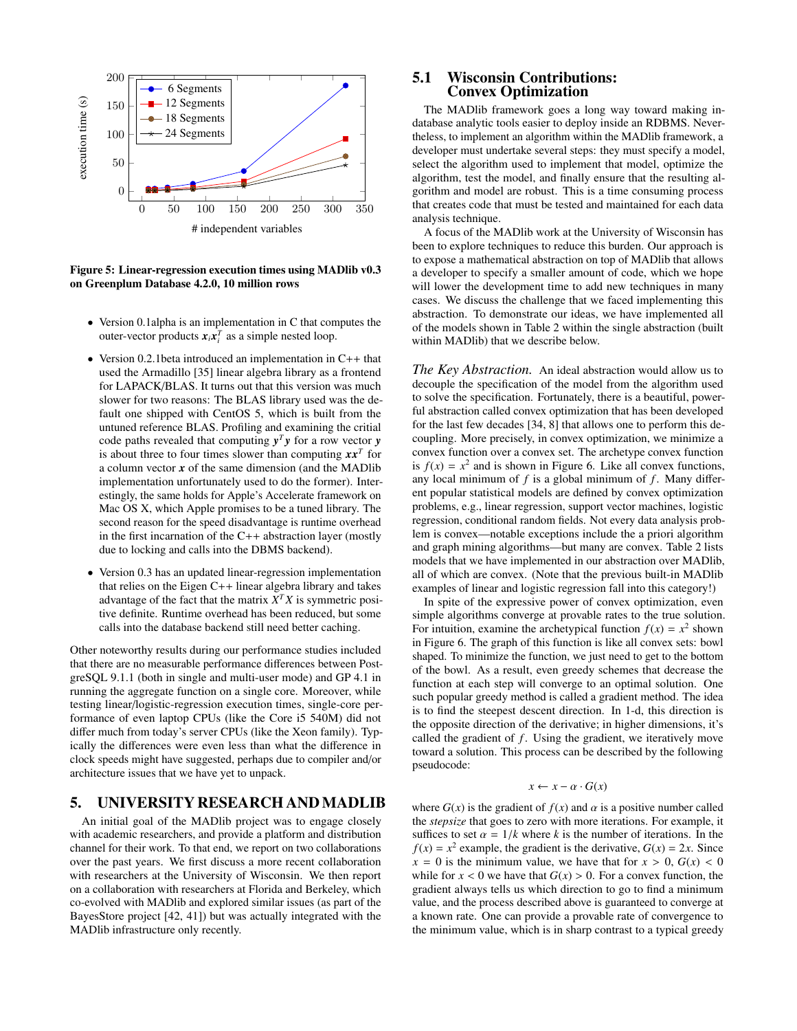Figure 5: Linear-regression execution times using MADlib v0.3 on Greenplum Database 4.2.0, 10 million rows

- Version 0.1alpha is an implementation in C that computes the outer-vector products $\boldsymbol{x}_i \boldsymbol{x}_i^T$ as a simple nested loop.
- Version 0.2.1beta introduced an implementation in C++ that used the Armadillo [35] linear algebra library as a frontend for LAPACK/BLAS. It turns out that this version was much slower for two reasons: The BLAS library used was the default one shipped with CentOS 5, which is built from the untuned reference BLAS. Profiling and examining the critial code paths revealed that computing $\boldsymbol{y}^T\boldsymbol{y}$ for a row vector $\boldsymbol{y}$ is about three to four times slower than computing $\boldsymbol{x}\boldsymbol{x}^T$ for a column vector $\boldsymbol{x}$ of the same dimension (and the MADlib implementation unfortunately used to do the former). Interestingly, the same holds for Apple's Accelerate framework on Mac OS X, which Apple promises to be a tuned library. The second reason for the speed disadvantage is runtime overhead in the first incarnation of the C++ abstraction layer (mostly due to locking and calls into the DBMS backend).
- Version 0.3 has an updated linear-regression implementation that relies on the Eigen C++ linear algebra library and takes advantage of the fact that the matrix $X^T X$ is symmetric positive definite. Runtime overhead has been reduced, but some calls into the database backend still need better caching.

Other noteworthy results during our performance studies included that there are no measurable performance differences between PostgreSQL 9.1.1 (both in single and multi-user mode) and GP 4.1 in running the aggregate function on a single core. Moreover, while testing linear/logistic-regression execution times, single-core performance of even laptop CPUs (like the Core i5 540M) did not differ much from today's server CPUs (like the Xeon family). Typically the differences were even less than what the difference in clock speeds might have suggested, perhaps due to compiler and/or architecture issues that we have yet to unpack.

# 5. UNIVERSITY RESEARCH AND MADLIB

An initial goal of the MADlib project was to engage closely with academic researchers, and provide a platform and distribution channel for their work. To that end, we report on two collaborations over the past years. We first discuss a more recent collaboration with researchers at the University of Wisconsin. We then report on a collaboration with researchers at Florida and Berkeley, which co-evolved with MADlib and explored similar issues (as part of the BayesStore project [42, 41]) but was actually integrated with the MADlib infrastructure only recently.

## 5.1 Wisconsin Contributions: Convex Optimization

The MADlib framework goes a long way toward making in-database analytic tools easier to deploy inside an RDBMS. Nevertheless, to implement an algorithm within the MADlib framework, a developer must undertake several steps: they must specify a model, select the algorithm used to implement that model, optimize the algorithm, test the model, and finally ensure that the resulting algorithm and model are robust. This is a time consuming process that creates code that must be tested and maintained for each data analysis technique.

A focus of the MADlib work at the University of Wisconsin has been to explore techniques to reduce this burden. Our approach is to expose a mathematical abstraction on top of MADlib that allows a developer to specify a smaller amount of code, which we hope will lower the development time to add new techniques in many cases. We discuss the challenge that we faced implementing this abstraction. To demonstrate our ideas, we have implemented all of the models shown in Table 2 within the single abstraction (built within MADlib) that we describe below.

*The Key Abstraction.* An ideal abstraction would allow us to decouple the specification of the model from the algorithm used to solve the specification. Fortunately, there is a beautiful, powerful abstraction called convex optimization that has been developed for the last few decades [34, 8] that allows one to perform this decoupling. More precisely, in convex optimization, we minimize a convex function over a convex set. The archetype convex function is $f(x) = x^2$ and is shown in Figure 6. Like all convex functions, any local minimum of $f$ is a global minimum of $f$. Many different popular statistical models are defined by convex optimization problems, e.g., linear regression, support vector machines, logistic regression, conditional random fields. Not every data analysis problem is convex—notable exceptions include the a priori algorithm and graph mining algorithms—but many are convex. Table 2 lists models that we have implemented in our abstraction over MADlib, all of which are convex. (Note that the previous built-in MADlib examples of linear and logistic regression fall into this category!)

In spite of the expressive power of convex optimization, even simple algorithms converge at provable rates to the true solution. For intuition, examine the archetypical function $f(x) = x^2$ shown in Figure 6. The graph of this function is like all convex sets: bowl shaped. To minimize the function, we just need to get to the bottom of the bowl. As a result, even greedy schemes that decrease the function at each step will converge to an optimal solution. One such popular greedy method is called a gradient method. The idea is to find the steepest descent direction. In 1-d, this direction is the opposite direction of the derivative; in higher dimensions, it's called the gradient of $f$. Using the gradient, we iteratively move toward a solution. This process can be described by the following pseudocode:

$$x \leftarrow x - \alpha \cdot G(x)$$

where $G(x)$ is the gradient of $f(x)$ and $\alpha$ is a positive number called the *stepsize* that goes to zero with more iterations. For example, it suffices to set $\alpha = 1/k$ where $k$ is the number of iterations. In the $f(x) = x^2$ example, the gradient is the derivative, $G(x) = 2x$. Since $x = 0$ is the minimum value, we have that for $x > 0$, $G(x) < 0$ while for $x < 0$ we have that $G(x) > 0$. For a convex function, the gradient always tells us which direction to go to find a minimum value, and the process described above is guaranteed to converge at a known rate. One can provide a provable rate of convergence to the minimum value, which is in sharp contrast to a typical greedy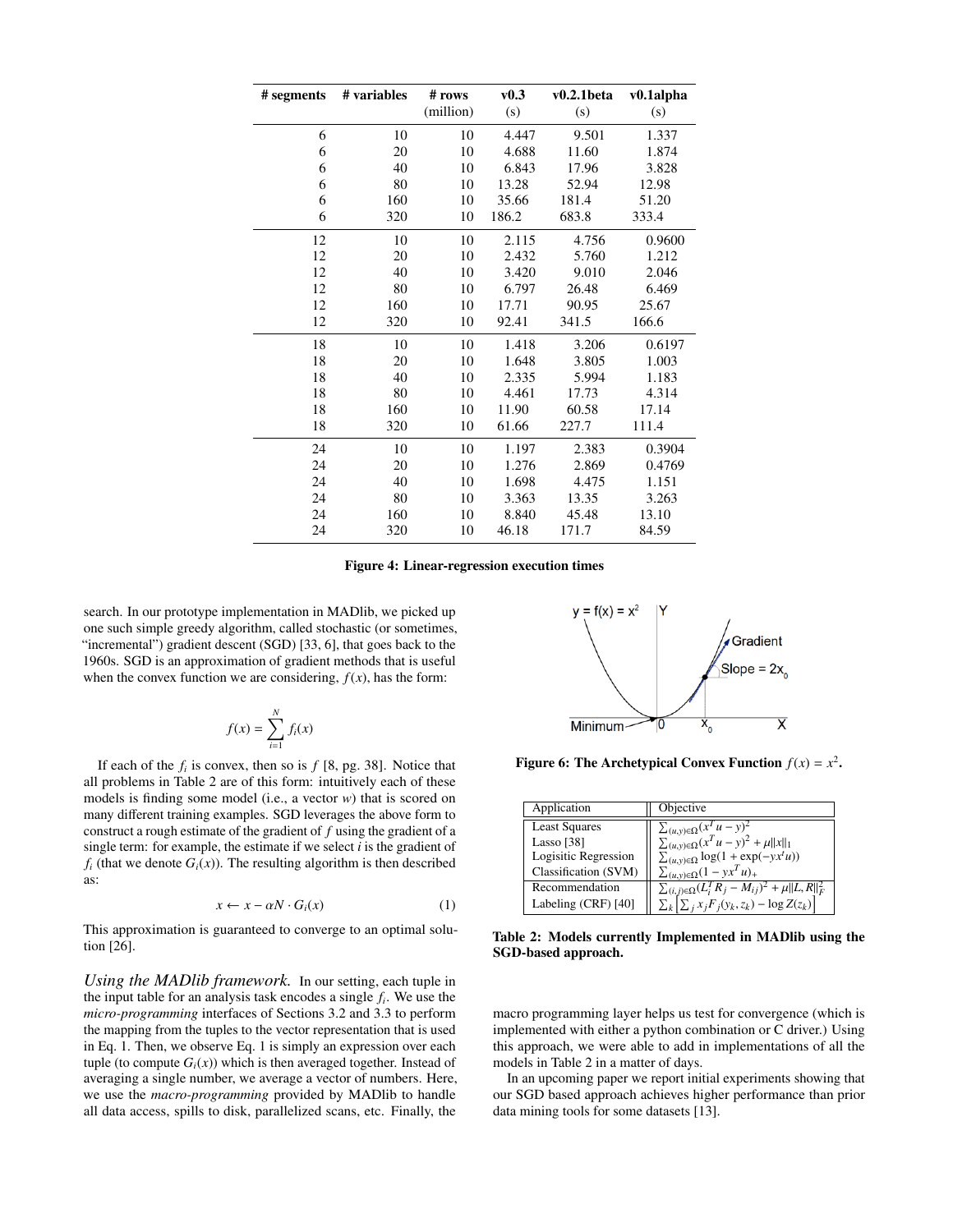| # segments | # variables | # rows (million) | v0.3 (s) | v0.2.1beta (s) | v0.1alpha (s) |
|---|---|---|---|---|---|
| 6 | 10 | 10 | 4.447 | 9.501 | 1.337 |
| 6 | 20 | 10 | 4.688 | 11.60 | 1.874 |
| 6 | 40 | 10 | 6.843 | 17.96 | 3.828 |
| 6 | 80 | 10 | 13.28 | 52.94 | 12.98 |
| 6 | 160 | 10 | 35.66 | 181.4 | 51.20 |
| 6 | 320 | 10 | 186.2 | 683.8 | 333.4 |
| 12 | 10 | 10 | 2.115 | 4.756 | 0.9600 |
| 12 | 20 | 10 | 2.432 | 5.760 | 1.212 |
| 12 | 40 | 10 | 3.420 | 9.010 | 2.046 |
| 12 | 80 | 10 | 6.797 | 26.48 | 6.469 |
| 12 | 160 | 10 | 17.71 | 90.95 | 25.67 |
| 12 | 320 | 10 | 92.41 | 341.5 | 166.6 |
| 18 | 10 | 10 | 1.418 | 3.206 | 0.6197 |
| 18 | 20 | 10 | 1.648 | 3.805 | 1.003 |
| 18 | 40 | 10 | 2.335 | 5.994 | 1.183 |
| 18 | 80 | 10 | 4.461 | 17.73 | 4.314 |
| 18 | 160 | 10 | 11.90 | 60.58 | 17.14 |
| 18 | 320 | 10 | 61.66 | 227.7 | 111.4 |
| 24 | 10 | 10 | 1.197 | 2.383 | 0.3904 |
| 24 | 20 | 10 | 1.276 | 2.869 | 0.4769 |
| 24 | 40 | 10 | 1.698 | 4.475 | 1.151 |
| 24 | 80 | 10 | 3.363 | 13.35 | 3.263 |
| 24 | 160 | 10 | 8.840 | 45.48 | 13.10 |
| 24 | 320 | 10 | 46.18 | 171.7 | 84.59 |

**Figure 4: Linear-regression execution times**

search. In our prototype implementation in MADlib, we picked up one such simple greedy algorithm, called stochastic (or sometimes, "incremental") gradient descent (SGD) [33, 6], that goes back to the 1960s. SGD is an approximation of gradient methods that is useful when the convex function we are considering, $f(x)$, has the form:

$$f(x) = \sum_{i=1}^{N} f_i(x)$$

If each of the $f_i$ is convex, then so is $f$ [8, pg. 38]. Notice that all problems in Table 2 are of this form: intuitively each of these models is finding some model (i.e., a vector $w$) that is scored on many different training examples. SGD leverages the above form to construct a rough estimate of the gradient of $f$ using the gradient of a single term: for example, the estimate if we select $i$ is the gradient of $f_i$ (that we denote $G_i(x)$). The resulting algorithm is then described as:

$$x \leftarrow x - \alpha N \cdot G_i(x) \tag{1}$$

This approximation is guaranteed to converge to an optimal solution [26].

*Using the MADlib framework.* In our setting, each tuple in the input table for an analysis task encodes a single $f_i$. We use the *micro-programming* interfaces of Sections 3.2 and 3.3 to perform the mapping from the tuples to the vector representation that is used in Eq. 1. Then, we observe Eq. 1 is simply an expression over each tuple (to compute $G_i(x)$) which is then averaged together. Instead of averaging a single number, we average a vector of numbers. Here, we use the *macro-programming* provided by MADlib to handle all data access, spills to disk, parallelized scans, etc. Finally, the macro programming layer helps us test for convergence (which is implemented with either a python combination or C driver.) Using this approach, we were able to add in implementations of all the models in Table 2 in a matter of days.

In an upcoming paper we report initial experiments showing that our SGD based approach achieves higher performance than prior data mining tools for some datasets [13].

**Figure 6: The Archetypical Convex Function $f(x) = x^2$.**

| Application | Objective |
|---|---|
| Least Squares | $\sum_{(u,y)\in\Omega}(x^T u - y)^2$ |
| Lasso [38] | $\sum_{(u,y)\in\Omega}(x^T u - y)^2 + \mu\|x\|_1$ |
| Logisitic Regression | $\sum_{(u,y)\in\Omega}\log(1 + \exp(-yx^t u))$ |
| Classification (SVM) | $\sum_{(u,y)\in\Omega}(1 - yx^T u)_+$ |
| Recommendation | $\sum_{(i,j)\in\Omega}(L_i^T R_j - M_{ij})^2 + \mu\|L, R\|_F^2$ |
| Labeling (CRF) [40] | $\sum_k \left[\sum_j x_j F_j(y_k, z_k) - \log Z(z_k)\right]$ |

**Table 2: Models currently Implemented in MADlib using the SGD-based approach.**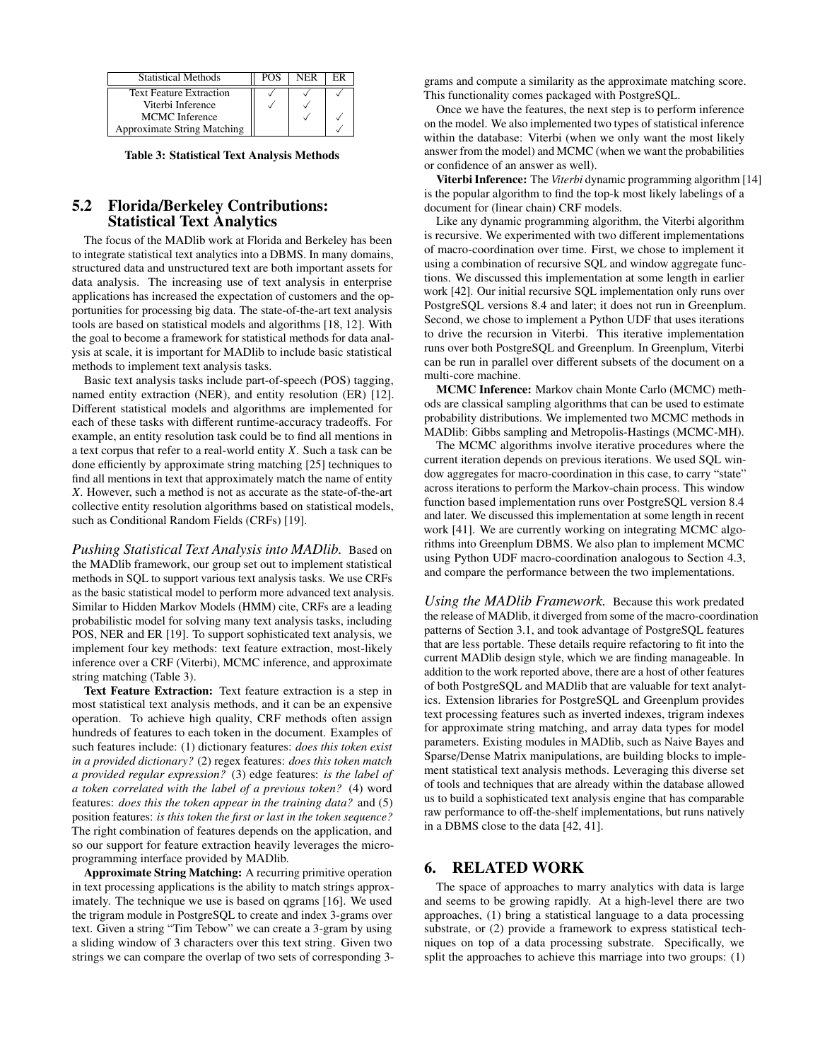| Statistical Methods | POS | NER | ER |
|---|---|---|---|
| Text Feature Extraction | ✓ | ✓ | ✓ |
| Viterbi Inference | ✓ | ✓ | |
| MCMC Inference | | ✓ | ✓ |
| Approximate String Matching | | | ✓ |

**Table 3: Statistical Text Analysis Methods**

## 5.2 Florida/Berkeley Contributions: Statistical Text Analytics

The focus of the MADlib work at Florida and Berkeley has been to integrate statistical text analytics into a DBMS. In many domains, structured data and unstructured text are both important assets for data analysis. The increasing use of text analysis in enterprise applications has increased the expectation of customers and the opportunities for processing big data. The state-of-the-art text analysis tools are based on statistical models and algorithms [18, 12]. With the goal to become a framework for statistical methods for data analysis at scale, it is important for MADlib to include basic statistical methods to implement text analysis tasks.

Basic text analysis tasks include part-of-speech (POS) tagging, named entity extraction (NER), and entity resolution (ER) [12]. Different statistical models and algorithms are implemented for each of these tasks with different runtime-accuracy tradeoffs. For example, an entity resolution task could be to find all mentions in a text corpus that refer to a real-world entity $X$. Such a task can be done efficiently by approximate string matching [25] techniques to find all mentions in text that approximately match the name of entity $X$. However, such a method is not as accurate as the state-of-the-art collective entity resolution algorithms based on statistical models, such as Conditional Random Fields (CRFs) [19].

*Pushing Statistical Text Analysis into MADlib.* Based on the MADlib framework, our group set out to implement statistical methods in SQL to support various text analysis tasks. We use CRFs as the basic statistical model to perform more advanced text analysis. Similar to Hidden Markov Models (HMM) cite, CRFs are a leading probabilistic model for solving many text analysis tasks, including POS, NER and ER [19]. To support sophisticated text analysis, we implement four key methods: text feature extraction, most-likely inference over a CRF (Viterbi), MCMC inference, and approximate string matching (Table 3).

**Text Feature Extraction:** Text feature extraction is a step in most statistical text analysis methods, and it can be an expensive operation. To achieve high quality, CRF methods often assign hundreds of features to each token in the document. Examples of such features include: (1) dictionary features: *does this token exist in a provided dictionary?* (2) regex features: *does this token match a provided regular expression?* (3) edge features: *is the label of a token correlated with the label of a previous token?* (4) word features: *does this the token appear in the training data?* and (5) position features: *is this token the first or last in the token sequence?* The right combination of features depends on the application, and so our support for feature extraction heavily leverages the micro-programming interface provided by MADlib.

**Approximate String Matching:** A recurring primitive operation in text processing applications is the ability to match strings approximately. The technique we use is based on qgrams [16]. We used the trigram module in PostgreSQL to create and index 3-grams over text. Given a string "Tim Tebow" we can create a 3-gram by using a sliding window of 3 characters over this text string. Given two strings we can compare the overlap of two sets of corresponding 3-grams and compute a similarity as the approximate matching score. This functionality comes packaged with PostgreSQL.

Once we have the features, the next step is to perform inference on the model. We also implemented two types of statistical inference within the database: Viterbi (when we only want the most likely answer from the model) and MCMC (when we want the probabilities or confidence of an answer as well).

**Viterbi Inference:** The *Viterbi* dynamic programming algorithm [14] is the popular algorithm to find the top-k most likely labelings of a document for (linear chain) CRF models.

Like any dynamic programming algorithm, the Viterbi algorithm is recursive. We experimented with two different implementations of macro-coordination over time. First, we chose to implement it using a combination of recursive SQL and window aggregate functions. We discussed this implementation at some length in earlier work [42]. Our initial recursive SQL implementation only runs over PostgreSQL versions 8.4 and later; it does not run in Greenplum. Second, we chose to implement a Python UDF that uses iterations to drive the recursion in Viterbi. This iterative implementation runs over both PostgreSQL and Greenplum. In Greenplum, Viterbi can be run in parallel over different subsets of the document on a multi-core machine.

**MCMC Inference:** Markov chain Monte Carlo (MCMC) methods are classical sampling algorithms that can be used to estimate probability distributions. We implemented two MCMC methods in MADlib: Gibbs sampling and Metropolis-Hastings (MCMC-MH).

The MCMC algorithms involve iterative procedures where the current iteration depends on previous iterations. We used SQL window aggregates for macro-coordination in this case, to carry "state" across iterations to perform the Markov-chain process. This window function based implementation runs over PostgreSQL version 8.4 and later. We discussed this implementation at some length in recent work [41]. We are currently working on integrating MCMC algorithms into Greenplum DBMS. We also plan to implement MCMC using Python UDF macro-coordination analogous to Section 4.3, and compare the performance between the two implementations.

*Using the MADlib Framework.* Because this work predated the release of MADlib, it diverged from some of the macro-coordination patterns of Section 3.1, and took advantage of PostgreSQL features that are less portable. These details require refactoring to fit into the current MADlib design style, which we are finding manageable. In addition to the work reported above, there are a host of other features of both PostgreSQL and MADlib that are valuable for text analytics. Extension libraries for PostgreSQL and Greenplum provides text processing features such as inverted indexes, trigram indexes for approximate string matching, and array data types for model parameters. Existing modules in MADlib, such as Naive Bayes and Sparse/Dense Matrix manipulations, are building blocks to implement statistical text analysis methods. Leveraging this diverse set of tools and techniques that are already within the database allowed us to build a sophisticated text analysis engine that has comparable raw performance to off-the-shelf implementations, but runs natively in a DBMS close to the data [42, 41].

# 6. RELATED WORK

The space of approaches to marry analytics with data is large and seems to be growing rapidly. At a high-level there are two approaches, (1) bring a statistical language to a data processing substrate, or (2) provide a framework to express statistical techniques on top of a data processing substrate. Specifically, we split the approaches to achieve this marriage into two groups: (1)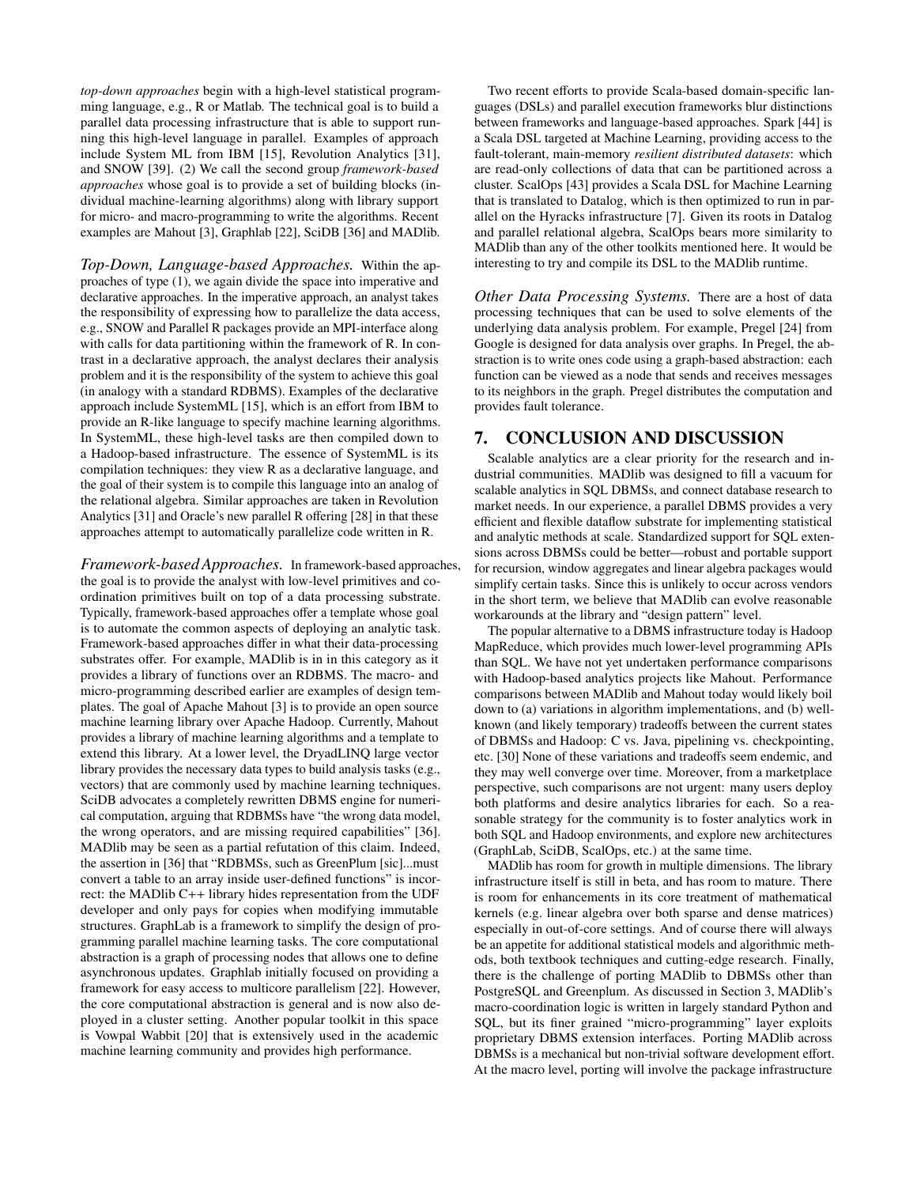*top-down approaches* begin with a high-level statistical programming language, e.g., R or Matlab. The technical goal is to build a parallel data processing infrastructure that is able to support running this high-level language in parallel. Examples of approach include System ML from IBM [15], Revolution Analytics [31], and SNOW [39]. (2) We call the second group *framework-based approaches* whose goal is to provide a set of building blocks (individual machine-learning algorithms) along with library support for micro- and macro-programming to write the algorithms. Recent examples are Mahout [3], Graphlab [22], SciDB [36] and MADlib.

*Top-Down, Language-based Approaches.* Within the approaches of type (1), we again divide the space into imperative and declarative approaches. In the imperative approach, an analyst takes the responsibility of expressing how to parallelize the data access, e.g., SNOW and Parallel R packages provide an MPI-interface along with calls for data partitioning within the framework of R. In contrast in a declarative approach, the analyst declares their analysis problem and it is the responsibility of the system to achieve this goal (in analogy with a standard RDBMS). Examples of the declarative approach include SystemML [15], which is an effort from IBM to provide an R-like language to specify machine learning algorithms. In SystemML, these high-level tasks are then compiled down to a Hadoop-based infrastructure. The essence of SystemML is its compilation techniques: they view R as a declarative language, and the goal of their system is to compile this language into an analog of the relational algebra. Similar approaches are taken in Revolution Analytics [31] and Oracle's new parallel R offering [28] in that these approaches attempt to automatically parallelize code written in R.

*Framework-based Approaches.* In framework-based approaches, the goal is to provide the analyst with low-level primitives and coordination primitives built on top of a data processing substrate. Typically, framework-based approaches offer a template whose goal is to automate the common aspects of deploying an analytic task. Framework-based approaches differ in what their data-processing substrates offer. For example, MADlib is in in this category as it provides a library of functions over an RDBMS. The macro- and micro-programming described earlier are examples of design templates. The goal of Apache Mahout [3] is to provide an open source machine learning library over Apache Hadoop. Currently, Mahout provides a library of machine learning algorithms and a template to extend this library. At a lower level, the DryadLINQ large vector library provides the necessary data types to build analysis tasks (e.g., vectors) that are commonly used by machine learning techniques. SciDB advocates a completely rewritten DBMS engine for numerical computation, arguing that RDBMSs have "the wrong data model, the wrong operators, and are missing required capabilities" [36]. MADlib may be seen as a partial refutation of this claim. Indeed, the assertion in [36] that "RDBMSs, such as GreenPlum [sic]...must convert a table to an array inside user-defined functions" is incorrect: the MADlib C++ library hides representation from the UDF developer and only pays for copies when modifying immutable structures. GraphLab is a framework to simplify the design of programming parallel machine learning tasks. The core computational abstraction is a graph of processing nodes that allows one to define asynchronous updates. Graphlab initially focused on providing a framework for easy access to multicore parallelism [22]. However, the core computational abstraction is general and is now also deployed in a cluster setting. Another popular toolkit in this space is Vowpal Wabbit [20] that is extensively used in the academic machine learning community and provides high performance.

Two recent efforts to provide Scala-based domain-specific languages (DSLs) and parallel execution frameworks blur distinctions between frameworks and language-based approaches. Spark [44] is a Scala DSL targeted at Machine Learning, providing access to the fault-tolerant, main-memory *resilient distributed datasets*: which are read-only collections of data that can be partitioned across a cluster. ScalOps [43] provides a Scala DSL for Machine Learning that is translated to Datalog, which is then optimized to run in parallel on the Hyracks infrastructure [7]. Given its roots in Datalog and parallel relational algebra, ScalOps bears more similarity to MADlib than any of the other toolkits mentioned here. It would be interesting to try and compile its DSL to the MADlib runtime.

*Other Data Processing Systems.* There are a host of data processing techniques that can be used to solve elements of the underlying data analysis problem. For example, Pregel [24] from Google is designed for data analysis over graphs. In Pregel, the abstraction is to write ones code using a graph-based abstraction: each function can be viewed as a node that sends and receives messages to its neighbors in the graph. Pregel distributes the computation and provides fault tolerance.

## 7. CONCLUSION AND DISCUSSION

Scalable analytics are a clear priority for the research and industrial communities. MADlib was designed to fill a vacuum for scalable analytics in SQL DBMSs, and connect database research to market needs. In our experience, a parallel DBMS provides a very efficient and flexible dataflow substrate for implementing statistical and analytic methods at scale. Standardized support for SQL extensions across DBMSs could be better—robust and portable support for recursion, window aggregates and linear algebra packages would simplify certain tasks. Since this is unlikely to occur across vendors in the short term, we believe that MADlib can evolve reasonable workarounds at the library and "design pattern" level.

The popular alternative to a DBMS infrastructure today is Hadoop MapReduce, which provides much lower-level programming APIs than SQL. We have not yet undertaken performance comparisons with Hadoop-based analytics projects like Mahout. Performance comparisons between MADlib and Mahout today would likely boil down to (a) variations in algorithm implementations, and (b) well-known (and likely temporary) tradeoffs between the current states of DBMSs and Hadoop: C vs. Java, pipelining vs. checkpointing, etc. [30] None of these variations and tradeoffs seem endemic, and they may well converge over time. Moreover, from a marketplace perspective, such comparisons are not urgent: many users deploy both platforms and desire analytics libraries for each. So a reasonable strategy for the community is to foster analytics work in both SQL and Hadoop environments, and explore new architectures (GraphLab, SciDB, ScalOps, etc.) at the same time.

MADlib has room for growth in multiple dimensions. The library infrastructure itself is still in beta, and has room to mature. There is room for enhancements in its core treatment of mathematical kernels (e.g. linear algebra over both sparse and dense matrices) especially in out-of-core settings. And of course there will always be an appetite for additional statistical models and algorithmic methods, both textbook techniques and cutting-edge research. Finally, there is the challenge of porting MADlib to DBMSs other than PostgreSQL and Greenplum. As discussed in Section 3, MADlib's macro-coordination logic is written in largely standard Python and SQL, but its finer grained "micro-programming" layer exploits proprietary DBMS extension interfaces. Porting MADlib across DBMSs is a mechanical but non-trivial software development effort. At the macro level, porting will involve the package infrastructure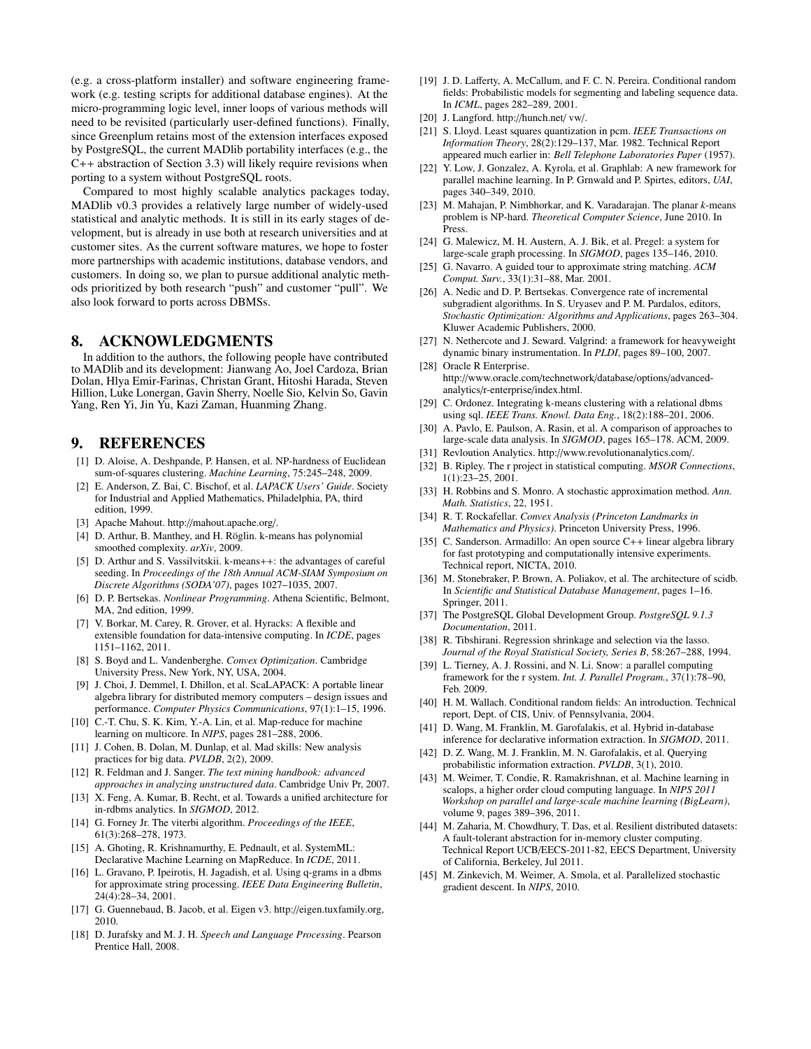(e.g. a cross-platform installer) and software engineering framework (e.g. testing scripts for additional database engines). At the micro-programming logic level, inner loops of various methods will need to be revisited (particularly user-defined functions). Finally, since Greenplum retains most of the extension interfaces exposed by PostgreSQL, the current MADlib portability interfaces (e.g., the C++ abstraction of Section 3.3) will likely require revisions when porting to a system without PostgreSQL roots.

Compared to most highly scalable analytics packages today, MADlib v0.3 provides a relatively large number of widely-used statistical and analytic methods. It is still in its early stages of development, but is already in use both at research universities and at customer sites. As the current software matures, we hope to foster more partnerships with academic institutions, database vendors, and customers. In doing so, we plan to pursue additional analytic methods prioritized by both research "push" and customer "pull". We also look forward to ports across DBMSs.

## 8. ACKNOWLEDGMENTS

In addition to the authors, the following people have contributed to MADlib and its development: Jianwang Ao, Joel Cardoza, Brian Dolan, Hlya Emir-Farinas, Christan Grant, Hitoshi Harada, Steven Hillion, Luke Lonergan, Gavin Sherry, Noelle Sio, Kelvin So, Gavin Yang, Ren Yi, Jin Yu, Kazi Zaman, Huanming Zhang.

## 9. REFERENCES

[1] D. Aloise, A. Deshpande, P. Hansen, et al. NP-hardness of Euclidean sum-of-squares clustering. *Machine Learning*, 75:245–248, 2009.

[2] E. Anderson, Z. Bai, C. Bischof, et al. *LAPACK Users' Guide*. Society for Industrial and Applied Mathematics, Philadelphia, PA, third edition, 1999.

[3] Apache Mahout. http://mahout.apache.org/.

[4] D. Arthur, B. Manthey, and H. Röglin. k-means has polynomial smoothed complexity. *arXiv*, 2009.

[5] D. Arthur and S. Vassilvitskii. k-means++: the advantages of careful seeding. In *Proceedings of the 18th Annual ACM-SIAM Symposium on Discrete Algorithms (SODA'07)*, pages 1027–1035, 2007.

[6] D. P. Bertsekas. *Nonlinear Programming*. Athena Scientific, Belmont, MA, 2nd edition, 1999.

[7] V. Borkar, M. Carey, R. Grover, et al. Hyracks: A flexible and extensible foundation for data-intensive computing. In *ICDE*, pages 1151–1162, 2011.

[8] S. Boyd and L. Vandenberghe. *Convex Optimization*. Cambridge University Press, New York, NY, USA, 2004.

[9] J. Choi, J. Demmel, I. Dhillon, et al. ScaLAPACK: A portable linear algebra library for distributed memory computers – design issues and performance. *Computer Physics Communications*, 97(1):1–15, 1996.

[10] C.-T. Chu, S. K. Kim, Y.-A. Lin, et al. Map-reduce for machine learning on multicore. In *NIPS*, pages 281–288, 2006.

[11] J. Cohen, B. Dolan, M. Dunlap, et al. Mad skills: New analysis practices for big data. *PVLDB*, 2(2), 2009.

[12] R. Feldman and J. Sanger. *The text mining handbook: advanced approaches in analyzing unstructured data*. Cambridge Univ Pr, 2007.

[13] X. Feng, A. Kumar, B. Recht, et al. Towards a unified architecture for in-rdbms analytics. In *SIGMOD*, 2012.

[14] G. Forney Jr. The viterbi algorithm. *Proceedings of the IEEE*, 61(3):268–278, 1973.

[15] A. Ghoting, R. Krishnamurthy, E. Pednault, et al. SystemML: Declarative Machine Learning on MapReduce. In *ICDE*, 2011.

[16] L. Gravano, P. Ipeirotis, H. Jagadish, et al. Using q-grams in a dbms for approximate string processing. *IEEE Data Engineering Bulletin*, 24(4):28–34, 2001.

[17] G. Guennebaud, B. Jacob, et al. Eigen v3. http://eigen.tuxfamily.org, 2010.

[18] D. Jurafsky and M. J. H. *Speech and Language Processing*. Pearson Prentice Hall, 2008.

[19] J. D. Lafferty, A. McCallum, and F. C. N. Pereira. Conditional random fields: Probabilistic models for segmenting and labeling sequence data. In *ICML*, pages 282–289, 2001.

[20] J. Langford. http://hunch.net/ vw/.

[21] S. Lloyd. Least squares quantization in pcm. *IEEE Transactions on Information Theory*, 28(2):129–137, Mar. 1982. Technical Report appeared much earlier in: *Bell Telephone Laboratories Paper* (1957).

[22] Y. Low, J. Gonzalez, A. Kyrola, et al. Graphlab: A new framework for parallel machine learning. In P. Grnwald and P. Spirtes, editors, *UAI*, pages 340–349, 2010.

[23] M. Mahajan, P. Nimbhorkar, and K. Varadarajan. The planar *k*-means problem is NP-hard. *Theoretical Computer Science*, June 2010. In Press.

[24] G. Malewicz, M. H. Austern, A. J. Bik, et al. Pregel: a system for large-scale graph processing. In *SIGMOD*, pages 135–146, 2010.

[25] G. Navarro. A guided tour to approximate string matching. *ACM Comput. Surv.*, 33(1):31–88, Mar. 2001.

[26] A. Nedic and D. P. Bertsekas. Convergence rate of incremental subgradient algorithms. In S. Uryasev and P. M. Pardalos, editors, *Stochastic Optimization: Algorithms and Applications*, pages 263–304. Kluwer Academic Publishers, 2000.

[27] N. Nethercote and J. Seward. Valgrind: a framework for heavyweight dynamic binary instrumentation. In *PLDI*, pages 89–100, 2007.

[28] Oracle R Enterprise. http://www.oracle.com/technetwork/database/options/advanced-analytics/r-enterprise/index.html.

[29] C. Ordonez. Integrating k-means clustering with a relational dbms using sql. *IEEE Trans. Knowl. Data Eng.*, 18(2):188–201, 2006.

[30] A. Pavlo, E. Paulson, A. Rasin, et al. A comparison of approaches to large-scale data analysis. In *SIGMOD*, pages 165–178. ACM, 2009.

[31] Revloution Analytics. http://www.revolutionanalytics.com/.

[32] B. Ripley. The r project in statistical computing. *MSOR Connections*, 1(1):23–25, 2001.

[33] H. Robbins and S. Monro. A stochastic approximation method. *Ann. Math. Statistics*, 22, 1951.

[34] R. T. Rockafellar. *Convex Analysis (Princeton Landmarks in Mathematics and Physics)*. Princeton University Press, 1996.

[35] C. Sanderson. Armadillo: An open source C++ linear algebra library for fast prototyping and computationally intensive experiments. Technical report, NICTA, 2010.

[36] M. Stonebraker, P. Brown, A. Poliakov, et al. The architecture of scidb. In *Scientific and Statistical Database Management*, pages 1–16. Springer, 2011.

[37] The PostgreSQL Global Development Group. *PostgreSQL 9.1.3 Documentation*, 2011.

[38] R. Tibshirani. Regression shrinkage and selection via the lasso. *Journal of the Royal Statistical Society, Series B*, 58:267–288, 1994.

[39] L. Tierney, A. J. Rossini, and N. Li. Snow: a parallel computing framework for the r system. *Int. J. Parallel Program.*, 37(1):78–90, Feb. 2009.

[40] H. M. Wallach. Conditional random fields: An introduction. Technical report, Dept. of CIS, Univ. of Pennsylvania, 2004.

[41] D. Wang, M. Franklin, M. Garofalakis, et al. Hybrid in-database inference for declarative information extraction. In *SIGMOD*, 2011.

[42] D. Z. Wang, M. J. Franklin, M. N. Garofalakis, et al. Querying probabilistic information extraction. *PVLDB*, 3(1), 2010.

[43] M. Weimer, T. Condie, R. Ramakrishnan, et al. Machine learning in scalops, a higher order cloud computing language. In *NIPS 2011 Workshop on parallel and large-scale machine learning (BigLearn)*, volume 9, pages 389–396, 2011.

[44] M. Zaharia, M. Chowdhury, T. Das, et al. Resilient distributed datasets: A fault-tolerant abstraction for in-memory cluster computing. Technical Report UCB/EECS-2011-82, EECS Department, University of California, Berkeley, Jul 2011.

[45] M. Zinkevich, M. Weimer, A. Smola, et al. Parallelized stochastic gradient descent. In *NIPS*, 2010.